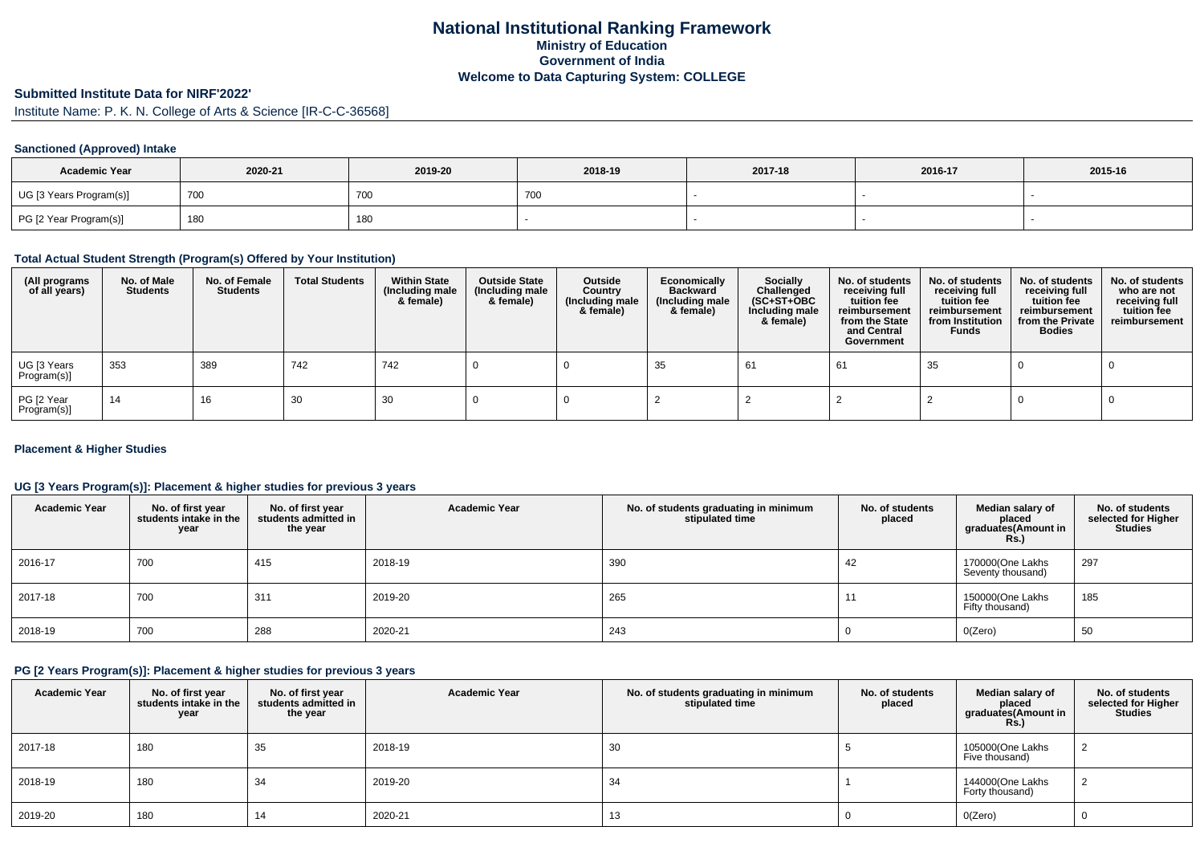# National Institutional Ranking Framework

## Ministry of Education

## Government of India

## Welcome to Data Capturing System: COLLEGE

### Submitted Institute Data for NIRF'2022'

Institute Name: P. K. N. College of Arts & Science [IR-C-C-36568]

#### Sanctioned (Approved) Intake

| Academic Year | 2020-21 | 2019-20 | 2018-19 | 2017-18 | 2016-17 | 2015-16 |
|---|---|---|---|---|---|---|
| UG [3 Years Program(s)] | 700 | 700 | 700 | - | - | - |
| PG [2 Year Program(s)] | 180 | 180 | - | - | - | - |

#### Total Actual Student Strength (Program(s) Offered by Your Institution)

| (All programs of all years) | No. of Male Students | No. of Female Students | Total Students | Within State (Including male & female) | Outside State (Including male & female) | Outside Country (Including male & female) | Economically Backward (Including male & female) | Socially Challenged (SC+ST+OBC Including male & female) | No. of students receiving full tuition fee reimbursement from the State and Central Government | No. of students receiving full tuition fee reimbursement from Institution Funds | No. of students receiving full tuition fee reimbursement from the Private Bodies | No. of students who are not receiving full tuition fee reimbursement |
|---|---|---|---|---|---|---|---|---|---|---|---|---|
| UG [3 Years Program(s)] | 353 | 389 | 742 | 742 | 0 | 0 | 35 | 61 | 61 | 35 | 0 | 0 |
| PG [2 Year Program(s)] | 14 | 16 | 30 | 30 | 0 | 0 | 2 | 2 | 2 | 2 | 0 | 0 |

#### Placement & Higher Studies

#### UG [3 Years Program(s)]: Placement & higher studies for previous 3 years

| Academic Year | No. of first year students intake in the year | No. of first year students admitted in the year | Academic Year | No. of students graduating in minimum stipulated time | No. of students placed | Median salary of placed graduates(Amount in Rs.) | No. of students selected for Higher Studies |
|---|---|---|---|---|---|---|---|
| 2016-17 | 700 | 415 | 2018-19 | 390 | 42 | 170000(One Lakhs Seventy thousand) | 297 |
| 2017-18 | 700 | 311 | 2019-20 | 265 | 11 | 150000(One Lakhs Fifty thousand) | 185 |
| 2018-19 | 700 | 288 | 2020-21 | 243 | 0 | 0(Zero) | 50 |

#### PG [2 Years Program(s)]: Placement & higher studies for previous 3 years

| Academic Year | No. of first year students intake in the year | No. of first year students admitted in the year | Academic Year | No. of students graduating in minimum stipulated time | No. of students placed | Median salary of placed graduates(Amount in Rs.) | No. of students selected for Higher Studies |
|---|---|---|---|---|---|---|---|
| 2017-18 | 180 | 35 | 2018-19 | 30 | 5 | 105000(One Lakhs Five thousand) | 2 |
| 2018-19 | 180 | 34 | 2019-20 | 34 | 1 | 144000(One Lakhs Forty thousand) | 2 |
| 2019-20 | 180 | 14 | 2020-21 | 13 | 0 | 0(Zero) | 0 |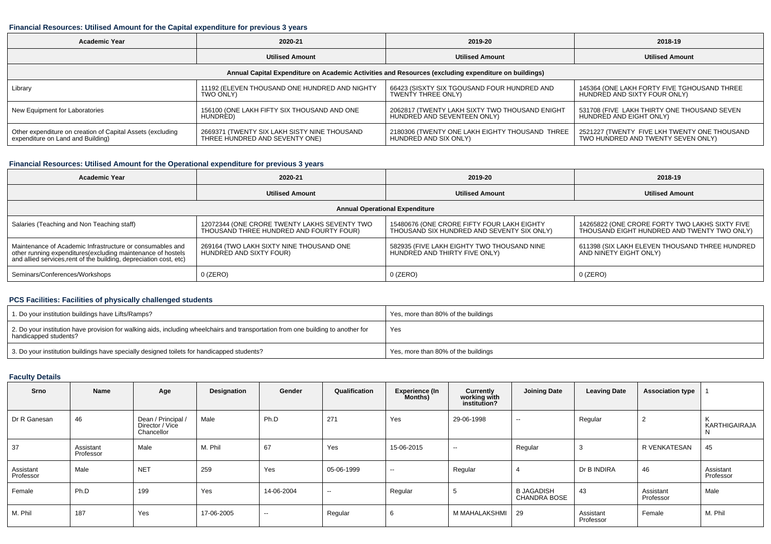### Financial Resources: Utilised Amount for the Capital expenditure for previous 3 years

| Academic Year | 2020-21 | 2019-20 | 2018-19 |
|---|---|---|---|
| | Utilised Amount | Utilised Amount | Utilised Amount |
| Annual Capital Expenditure on Academic Activities and Resources (excluding expenditure on buildings) | | | |
| Library | 11192 (ELEVEN THOUSAND ONE HUNDRED AND NIGHTY TWO ONLY) | 66423 (SISXTY SIX TGOUSAND FOUR HUNDRED AND TWENTY THREE ONLY) | 145364 (ONE LAKH FORTY FIVE TGHOUSAND THREE HUNDRED AND SIXTY FOUR ONLY) |
| New Equipment for Laboratories | 156100 (ONE LAKH FIFTY SIX THOUSAND AND ONE HUNDRED) | 2062817 (TWENTY LAKH SIXTY TWO THOUSAND ENIGHT HUNDRED AND SEVENTEEN ONLY) | 531708 (FIVE LAKH THIRTY ONE THOUSAND SEVEN HUNDRED AND EIGHT ONLY) |
| Other expenditure on creation of Capital Assets (excluding expenditure on Land and Building) | 2669371 (TWENTY SIX LAKH SISTY NINE THOUSAND THREE HUNDRED AND SEVENTY ONE) | 2180306 (TWENTY ONE LAKH EIGHTY THOUSAND THREE HUNDRED AND SIX ONLY) | 2521227 (TWENTY FIVE LKH TWENTY ONE THOUSAND TWO HUNDRED AND TWENTY SEVEN ONLY) |

### Financial Resources: Utilised Amount for the Operational expenditure for previous 3 years

| Academic Year | 2020-21 | 2019-20 | 2018-19 |
|---|---|---|---|
| | Utilised Amount | Utilised Amount | Utilised Amount |
| Annual Operational Expenditure | | | |
| Salaries (Teaching and Non Teaching staff) | 12072344 (ONE CRORE TWENTY LAKHS SEVENTY TWO THOUSAND THREE HUNDRED AND FOURTY FOUR) | 15480676 (ONE CRORE FIFTY FOUR LAKH EIGHTY THOUSAND SIX HUNDRED AND SEVENTY SIX ONLY) | 14265822 (ONE CRORE FORTY TWO LAKHS SIXTY FIVE THOUSAND EIGHT HUNDRED AND TWENTY TWO ONLY) |
| Maintenance of Academic Infrastructure or consumables and other running expenditures(excluding maintenance of hostels and allied services,rent of the building, depreciation cost, etc) | 269164 (TWO LAKH SIXTY NINE THOUSAND ONE HUNDRED AND SIXTY FOUR) | 582935 (FIVE LAKH EIGHTY TWO THOUSAND NINE HUNDRED AND THIRTY FIVE ONLY) | 611398 (SIX LAKH ELEVEN THOUSAND THREE HUNDRED AND NINETY EIGHT ONLY) |
| Seminars/Conferences/Workshops | 0 (ZERO) | 0 (ZERO) | 0 (ZERO) |

### PCS Facilities: Facilities of physically challenged students

| | |
|---|---|
| 1. Do your institution buildings have Lifts/Ramps? | Yes, more than 80% of the buildings |
| 2. Do your institution have provision for walking aids, including wheelchairs and transportation from one building to another for handicapped students? | Yes |
| 3. Do your institution buildings have specially designed toilets for handicapped students? | Yes, more than 80% of the buildings |

### Faculty Details

| Srno | Name | Age | Designation | Gender | Qualification | Experience (In Months) | Currently working with institution? | Joining Date | Leaving Date | Association type | 1 |
|---|---|---|---|---|---|---|---|---|---|---|---|
| Dr R Ganesan | 46 | Dean / Principal / Director / Vice Chancellor | Male | Ph.D | 271 | Yes | 29-06-1998 | -- | Regular | 2 | K KARTHIGAIRAJA N |
| 37 | Assistant Professor | Male | M. Phil | 67 | Yes | 15-06-2015 | -- | Regular | 3 | R VENKATESAN | 45 |
| Assistant Professor | Male | NET | 259 | Yes | 05-06-1999 | -- | Regular | 4 | Dr B INDIRA | 46 | Assistant Professor |
| Female | Ph.D | 199 | Yes | 14-06-2004 | -- | Regular | 5 | B JAGADISH CHANDRA BOSE | 43 | Assistant Professor | Male |
| M. Phil | 187 | Yes | 17-06-2005 | -- | Regular | 6 | M MAHALAKSHMI | 29 | Assistant Professor | Female | M. Phil |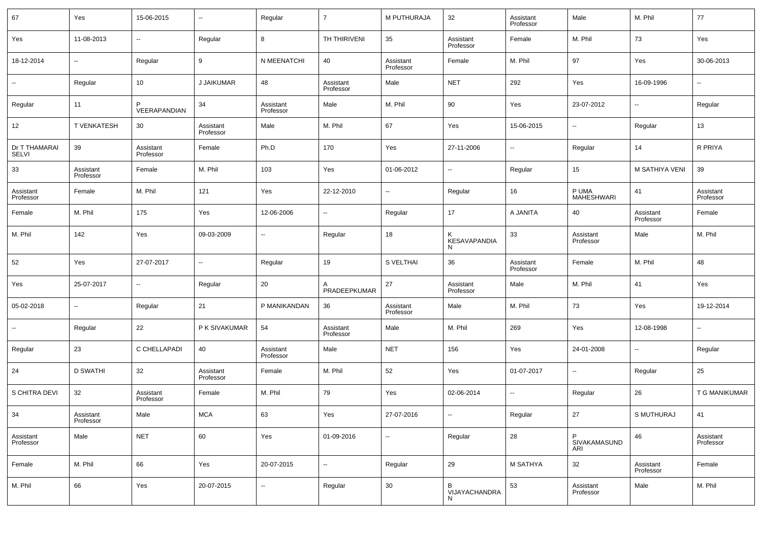| 67 | Yes | 15-06-2015 | -- | Regular | 7 | M PUTHURAJA | 32 | Assistant Professor | Male | M. Phil | 77 |
|---|---|---|---|---|---|---|---|---|---|---|---|
| Yes | 11-08-2013 | -- | Regular | 8 | TH THIRIVENI | 35 | Assistant Professor | Female | M. Phil | 73 | Yes |
| 18-12-2014 | -- | Regular | 9 | N MEENATCHI | 40 | Assistant Professor | Female | M. Phil | 97 | Yes | 30-06-2013 |
| -- | Regular | 10 | J JAIKUMAR | 48 | Assistant Professor | Male | NET | 292 | Yes | 16-09-1996 | -- |
| Regular | 11 | P VEERAPANDIAN | 34 | Assistant Professor | Male | M. Phil | 90 | Yes | 23-07-2012 | -- | Regular |
| 12 | T VENKATESH | 30 | Assistant Professor | Male | M. Phil | 67 | Yes | 15-06-2015 | -- | Regular | 13 |
| Dr T THAMARAI SELVI | 39 | Assistant Professor | Female | Ph.D | 170 | Yes | 27-11-2006 | -- | Regular | 14 | R PRIYA |
| 33 | Assistant Professor | Female | M. Phil | 103 | Yes | 01-06-2012 | -- | Regular | 15 | M SATHIYA VENI | 39 |
| Assistant Professor | Female | M. Phil | 121 | Yes | 22-12-2010 | -- | Regular | 16 | P UMA MAHESHWARI | 41 | Assistant Professor |
| Female | M. Phil | 175 | Yes | 12-06-2006 | -- | Regular | 17 | A JANITA | 40 | Assistant Professor | Female |
| M. Phil | 142 | Yes | 09-03-2009 | -- | Regular | 18 | K KESAVAPANDIAN | 33 | Assistant Professor | Male | M. Phil |
| 52 | Yes | 27-07-2017 | -- | Regular | 19 | S VELTHAI | 36 | Assistant Professor | Female | M. Phil | 48 |
| Yes | 25-07-2017 | -- | Regular | 20 | A PRADEEPKUMAR | 27 | Assistant Professor | Male | M. Phil | 41 | Yes |
| 05-02-2018 | -- | Regular | 21 | P MANIKANDAN | 36 | Assistant Professor | Male | M. Phil | 73 | Yes | 19-12-2014 |
| -- | Regular | 22 | P K SIVAKUMAR | 54 | Assistant Professor | Male | M. Phil | 269 | Yes | 12-08-1998 | -- |
| Regular | 23 | C CHELLAPADI | 40 | Assistant Professor | Male | NET | 156 | Yes | 24-01-2008 | -- | Regular |
| 24 | D SWATHI | 32 | Assistant Professor | Female | M. Phil | 52 | Yes | 01-07-2017 | -- | Regular | 25 |
| S CHITRA DEVI | 32 | Assistant Professor | Female | M. Phil | 79 | Yes | 02-06-2014 | -- | Regular | 26 | T G MANIKUMAR |
| 34 | Assistant Professor | Male | MCA | 63 | Yes | 27-07-2016 | -- | Regular | 27 | S MUTHURAJ | 41 |
| Assistant Professor | Male | NET | 60 | Yes | 01-09-2016 | -- | Regular | 28 | P SIVAKAMASUNDARI | 46 | Assistant Professor |
| Female | M. Phil | 66 | Yes | 20-07-2015 | -- | Regular | 29 | M SATHYA | 32 | Assistant Professor | Female |
| M. Phil | 66 | Yes | 20-07-2015 | -- | Regular | 30 | B VIJAYACHANDRAN | 53 | Assistant Professor | Male | M. Phil |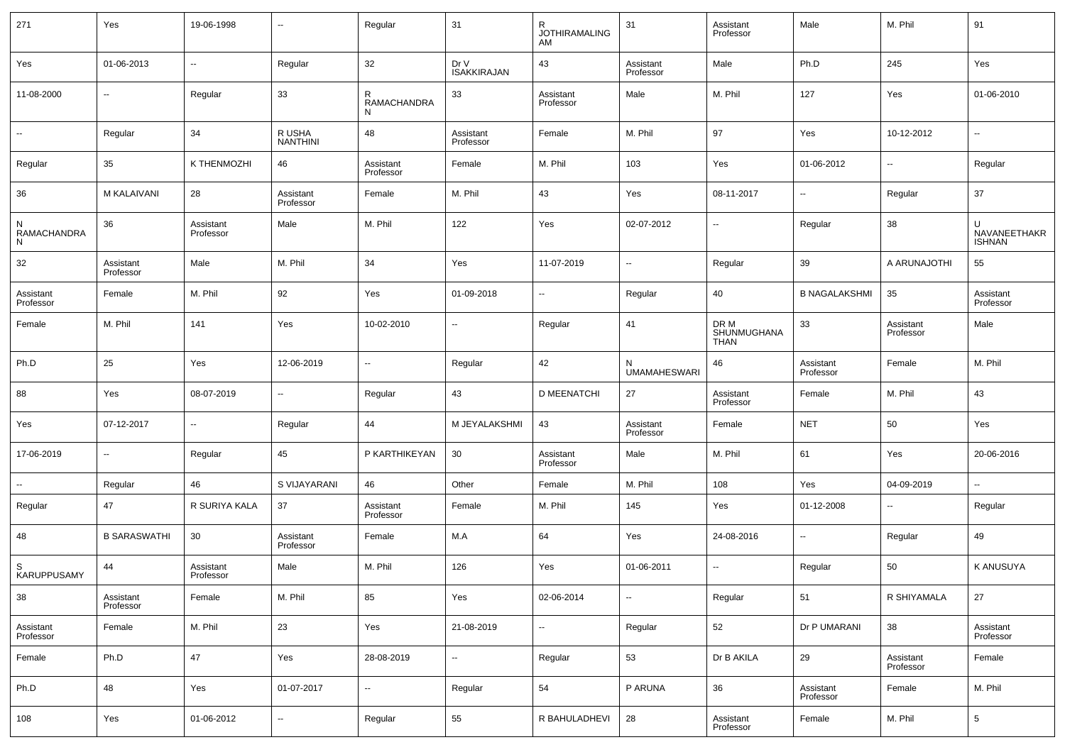| 271 | Yes | 19-06-1998 | -- | Regular | 31 | R JOTHIRAMALINGAM | 31 | Assistant Professor | Male | M. Phil | 91 |
|---|---|---|---|---|---|---|---|---|---|---|---|
| Yes | 01-06-2013 | -- | Regular | 32 | Dr V ISAKKIRAJAN | 43 | Assistant Professor | Male | Ph.D | 245 | Yes |
| 11-08-2000 | -- | Regular | 33 | R RAMACHANDRAN | 33 | Assistant Professor | Male | M. Phil | 127 | Yes | 01-06-2010 |
| -- | Regular | 34 | R USHA NANTHINI | 48 | Assistant Professor | Female | M. Phil | 97 | Yes | 10-12-2012 | -- |
| Regular | 35 | K THENMOZHI | 46 | Assistant Professor | Female | M. Phil | 103 | Yes | 01-06-2012 | -- | Regular |
| 36 | M KALAIVANI | 28 | Assistant Professor | Female | M. Phil | 43 | Yes | 08-11-2017 | -- | Regular | 37 |
| N RAMACHANDRAN | 36 | Assistant Professor | Male | M. Phil | 122 | Yes | 02-07-2012 | -- | Regular | 38 | U NAVANEETHAKRISHNAN |
| 32 | Assistant Professor | Male | M. Phil | 34 | Yes | 11-07-2019 | -- | Regular | 39 | A ARUNAJOTHI | 55 |
| Assistant Professor | Female | M. Phil | 92 | Yes | 01-09-2018 | -- | Regular | 40 | B NAGALAKSHMI | 35 | Assistant Professor |
| Female | M. Phil | 141 | Yes | 10-02-2010 | -- | Regular | 41 | DR M SHUNMUGHANATHAN | 33 | Assistant Professor | Male |
| Ph.D | 25 | Yes | 12-06-2019 | -- | Regular | 42 | N UMAMAHESWARI | 46 | Assistant Professor | Female | M. Phil |
| 88 | Yes | 08-07-2019 | -- | Regular | 43 | D MEENATCHI | 27 | Assistant Professor | Female | M. Phil | 43 |
| Yes | 07-12-2017 | -- | Regular | 44 | M JEYALAKSHMI | 43 | Assistant Professor | Female | NET | 50 | Yes |
| 17-06-2019 | -- | Regular | 45 | P KARTHIKEYAN | 30 | Assistant Professor | Male | M. Phil | 61 | Yes | 20-06-2016 |
| -- | Regular | 46 | S VIJAYARANI | 46 | Other | Female | M. Phil | 108 | Yes | 04-09-2019 | -- |
| Regular | 47 | R SURIYA KALA | 37 | Assistant Professor | Female | M. Phil | 145 | Yes | 01-12-2008 | -- | Regular |
| 48 | B SARASWATHI | 30 | Assistant Professor | Female | M.A | 64 | Yes | 24-08-2016 | -- | Regular | 49 |
| S KARUPPUSAMY | 44 | Assistant Professor | Male | M. Phil | 126 | Yes | 01-06-2011 | -- | Regular | 50 | K ANUSUYA |
| 38 | Assistant Professor | Female | M. Phil | 85 | Yes | 02-06-2014 | -- | Regular | 51 | R SHIYAMALA | 27 |
| Assistant Professor | Female | M. Phil | 23 | Yes | 21-08-2019 | -- | Regular | 52 | Dr P UMARANI | 38 | Assistant Professor |
| Female | Ph.D | 47 | Yes | 28-08-2019 | -- | Regular | 53 | Dr B AKILA | 29 | Assistant Professor | Female |
| Ph.D | 48 | Yes | 01-07-2017 | -- | Regular | 54 | P ARUNA | 36 | Assistant Professor | Female | M. Phil |
| 108 | Yes | 01-06-2012 | -- | Regular | 55 | R BAHULADHEVI | 28 | Assistant Professor | Female | M. Phil | 5 |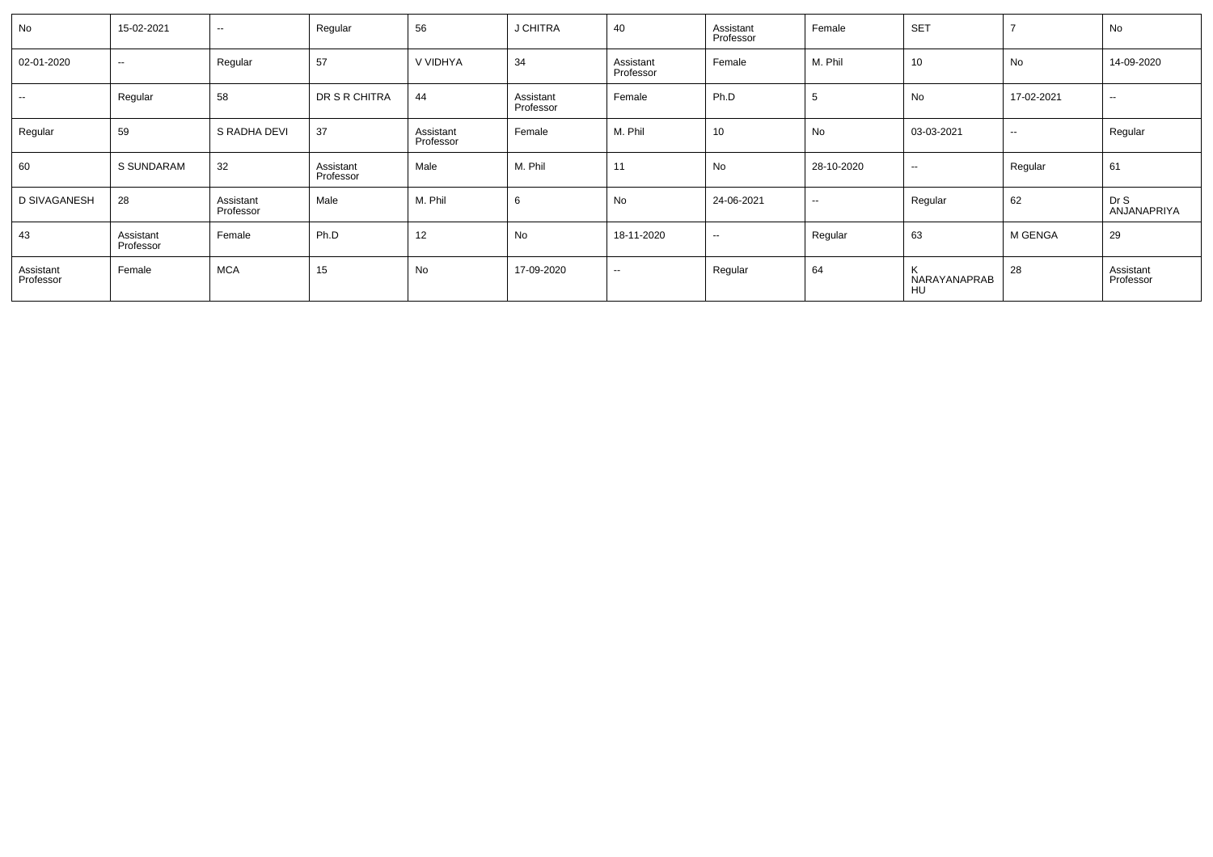| | | | | | | | | | | | |
|---|---|---|---|---|---|---|---|---|---|---|---|
| No | 15-02-2021 | -- | Regular | 56 | J CHITRA | 40 | Assistant Professor | Female | SET | 7 | No |
| 02-01-2020 | -- | Regular | 57 | V VIDHYA | 34 | Assistant Professor | Female | M. Phil | 10 | No | 14-09-2020 |
| -- | Regular | 58 | DR S R CHITRA | 44 | Assistant Professor | Female | Ph.D | 5 | No | 17-02-2021 | -- |
| Regular | 59 | S RADHA DEVI | 37 | Assistant Professor | Female | M. Phil | 10 | No | 03-03-2021 | -- | Regular |
| 60 | S SUNDARAM | 32 | Assistant Professor | Male | M. Phil | 11 | No | 28-10-2020 | -- | Regular | 61 |
| D SIVAGANESH | 28 | Assistant Professor | Male | M. Phil | 6 | No | 24-06-2021 | -- | Regular | 62 | Dr S ANJANAPRIYA |
| 43 | Assistant Professor | Female | Ph.D | 12 | No | 18-11-2020 | -- | Regular | 63 | M GENGA | 29 |
| Assistant Professor | Female | MCA | 15 | No | 17-09-2020 | -- | Regular | 64 | K NARAYANAPRABHU | 28 | Assistant Professor |